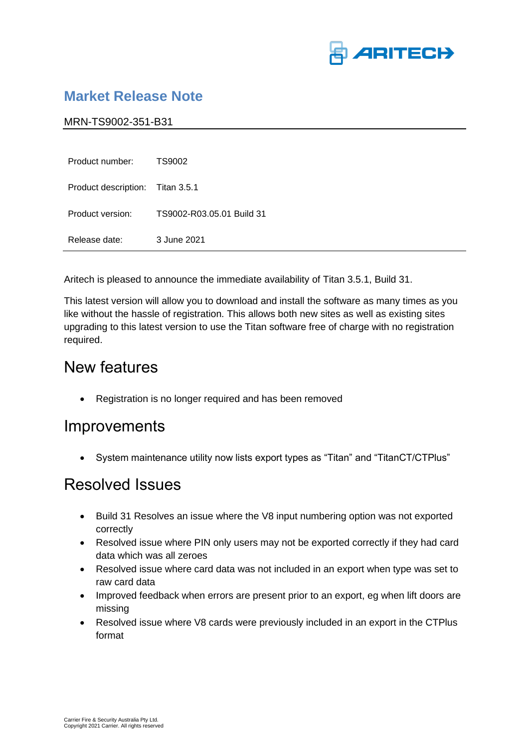# Market Release Note

MRN-TS9002-351-B31

| | |
|---|---|
| Product number: | TS9002 |
| Product description: | Titan 3.5.1 |
| Product version: | TS9002-R03.05.01 Build 31 |
| Release date: | 3 June 2021 |

Aritech is pleased to announce the immediate availability of Titan 3.5.1, Build 31.

This latest version will allow you to download and install the software as many times as you like without the hassle of registration. This allows both new sites as well as existing sites upgrading to this latest version to use the Titan software free of charge with no registration required.

## New features

- Registration is no longer required and has been removed

## Improvements

- System maintenance utility now lists export types as "Titan" and "TitanCT/CTPlus"

## Resolved Issues

- Build 31 Resolves an issue where the V8 input numbering option was not exported correctly
- Resolved issue where PIN only users may not be exported correctly if they had card data which was all zeroes
- Resolved issue where card data was not included in an export when type was set to raw card data
- Improved feedback when errors are present prior to an export, eg when lift doors are missing
- Resolved issue where V8 cards were previously included in an export in the CTPlus format

Carrier Fire & Security Australia Pty Ltd.
Copyright 2021 Carrier. All rights reserved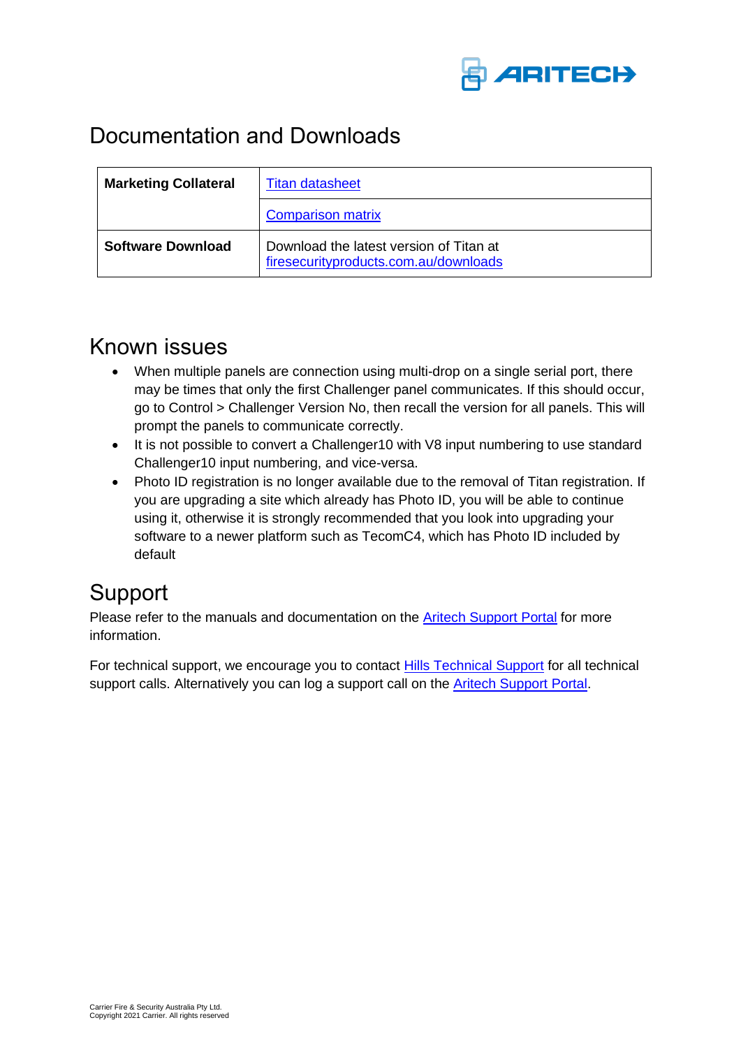## Documentation and Downloads

| | |
|---|---|
| **Marketing Collateral** | Titan datasheet |
| | Comparison matrix |
| **Software Download** | Download the latest version of Titan at firesecurityproducts.com.au/downloads |

## Known issues

- When multiple panels are connection using multi-drop on a single serial port, there may be times that only the first Challenger panel communicates. If this should occur, go to Control > Challenger Version No, then recall the version for all panels. This will prompt the panels to communicate correctly.
- It is not possible to convert a Challenger10 with V8 input numbering to use standard Challenger10 input numbering, and vice-versa.
- Photo ID registration is no longer available due to the removal of Titan registration. If you are upgrading a site which already has Photo ID, you will be able to continue using it, otherwise it is strongly recommended that you look into upgrading your software to a newer platform such as TecomC4, which has Photo ID included by default

## Support

Please refer to the manuals and documentation on the Aritech Support Portal for more information.

For technical support, we encourage you to contact Hills Technical Support for all technical support calls. Alternatively you can log a support call on the Aritech Support Portal.

Carrier Fire & Security Australia Pty Ltd.
Copyright 2021 Carrier. All rights reserved